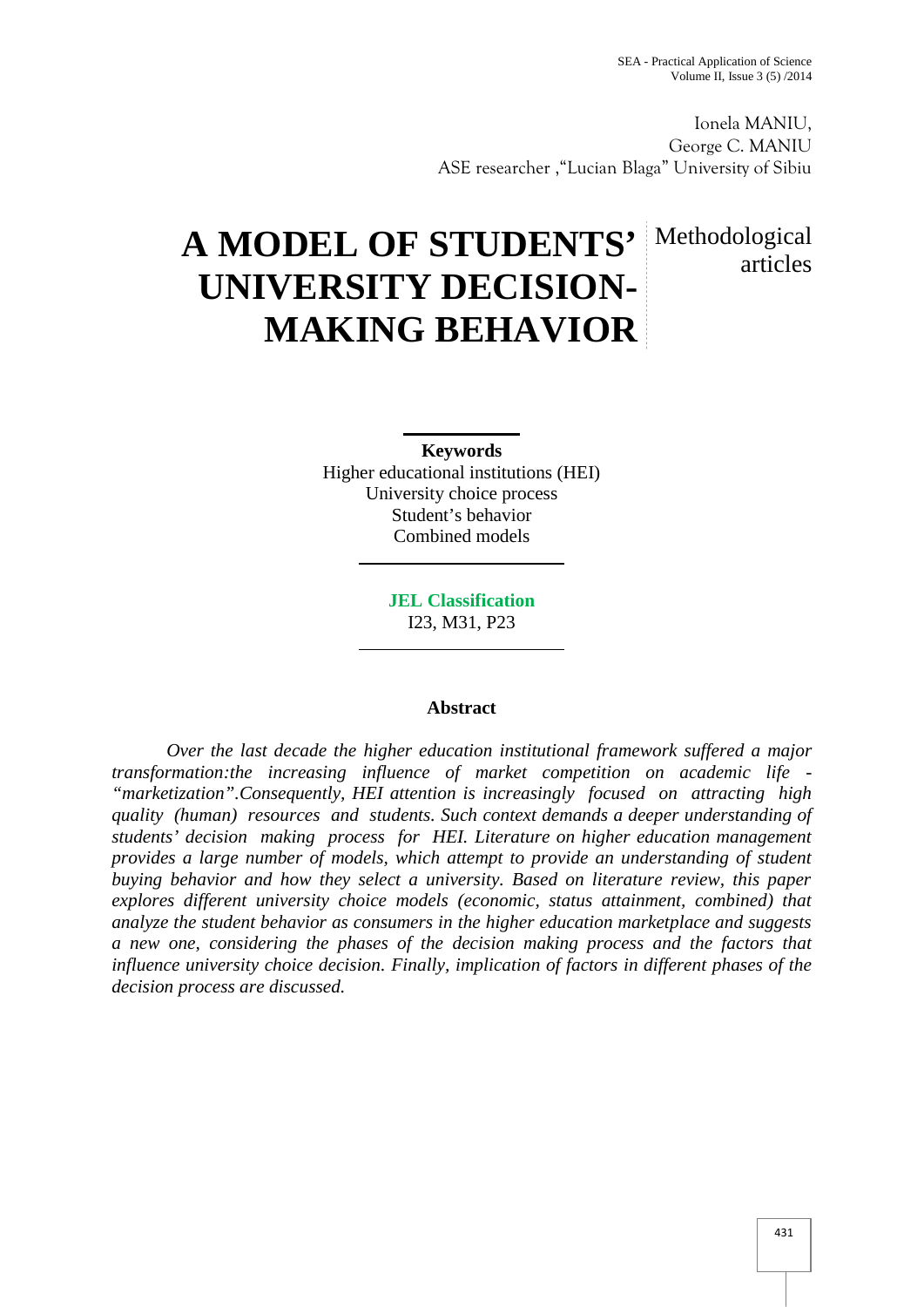Ionela MANIU,
George C. MANIU
ASE researcher ,"Lucian Blaga" University of Sibiu

# A MODEL OF STUDENTS' UNIVERSITY DECISION-MAKING BEHAVIOR

Methodological articles

**Keywords**
Higher educational institutions (HEI)
University choice process
Student's behavior
Combined models

**JEL Classification**
I23, M31, P23

## Abstract

*Over the last decade the higher education institutional framework suffered a major transformation:the increasing influence of market competition on academic life - "marketization".Consequently, HEI attention is increasingly focused on attracting high quality (human) resources and students. Such context demands a deeper understanding of students' decision making process for HEI. Literature on higher education management provides a large number of models, which attempt to provide an understanding of student buying behavior and how they select a university. Based on literature review, this paper explores different university choice models (economic, status attainment, combined) that analyze the student behavior as consumers in the higher education marketplace and suggests a new one, considering the phases of the decision making process and the factors that influence university choice decision. Finally, implication of factors in different phases of the decision process are discussed.*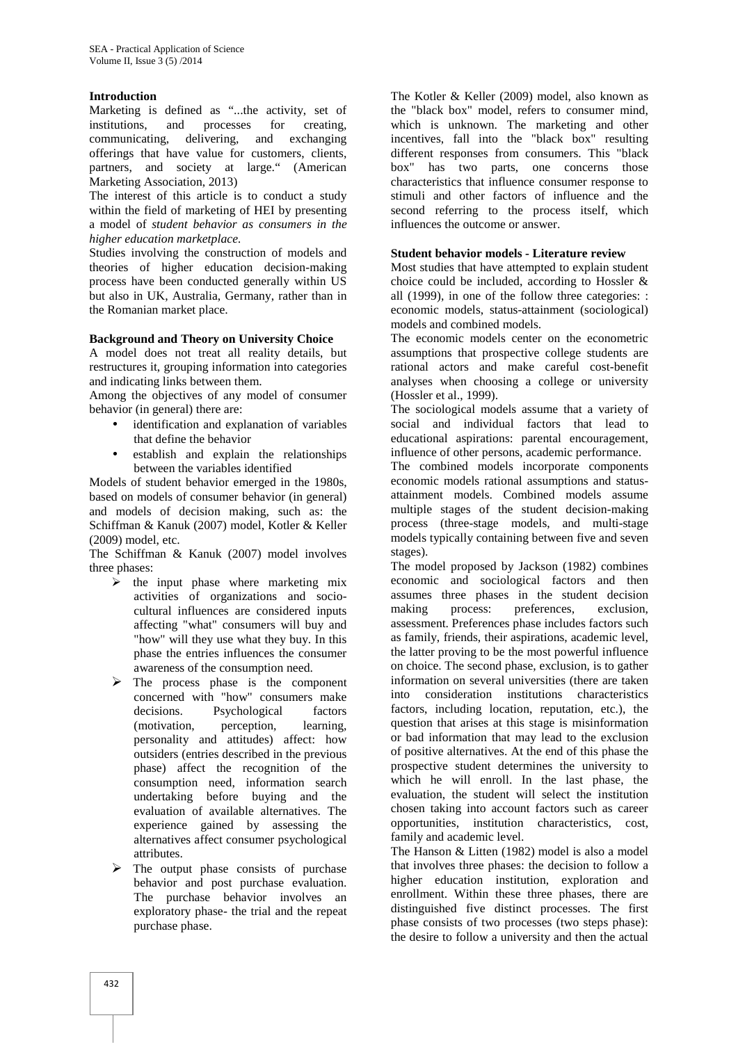## Introduction

Marketing is defined as "...the activity, set of institutions, and processes for creating, communicating, delivering, and exchanging offerings that have value for customers, clients, partners, and society at large." (American Marketing Association, 2013)

The interest of this article is to conduct a study within the field of marketing of HEI by presenting a model of *student behavior as consumers in the higher education marketplace.*

Studies involving the construction of models and theories of higher education decision-making process have been conducted generally within US but also in UK, Australia, Germany, rather than in the Romanian market place.

## Background and Theory on University Choice

A model does not treat all reality details, but restructures it, grouping information into categories and indicating links between them.

Among the objectives of any model of consumer behavior (in general) there are:

- identification and explanation of variables that define the behavior
- establish and explain the relationships between the variables identified

Models of student behavior emerged in the 1980s, based on models of consumer behavior (in general) and models of decision making, such as: the Schiffman & Kanuk (2007) model, Kotler & Keller (2009) model, etc.

The Schiffman & Kanuk (2007) model involves three phases:

- the input phase where marketing mix activities of organizations and socio-cultural influences are considered inputs affecting "what" consumers will buy and "how" will they use what they buy. In this phase the entries influences the consumer awareness of the consumption need.
- The process phase is the component concerned with "how" consumers make decisions. Psychological factors (motivation, perception, learning, personality and attitudes) affect: how outsiders (entries described in the previous phase) affect the recognition of the consumption need, information search undertaking before buying and the evaluation of available alternatives. The experience gained by assessing the alternatives affect consumer psychological attributes.
- The output phase consists of purchase behavior and post purchase evaluation. The purchase behavior involves an exploratory phase- the trial and the repeat purchase phase.

The Kotler & Keller (2009) model, also known as the "black box" model, refers to consumer mind, which is unknown. The marketing and other incentives, fall into the "black box" resulting different responses from consumers. This "black box" has two parts, one concerns those characteristics that influence consumer response to stimuli and other factors of influence and the second referring to the process itself, which influences the outcome or answer.

## Student behavior models - Literature review

Most studies that have attempted to explain student choice could be included, according to Hossler & all (1999), in one of the follow three categories: : economic models, status-attainment (sociological) models and combined models.

The economic models center on the econometric assumptions that prospective college students are rational actors and make careful cost-benefit analyses when choosing a college or university (Hossler et al., 1999).

The sociological models assume that a variety of social and individual factors that lead to educational aspirations: parental encouragement, influence of other persons, academic performance.

The combined models incorporate components economic models rational assumptions and status-attainment models. Combined models assume multiple stages of the student decision-making process (three-stage models, and multi-stage models typically containing between five and seven stages).

The model proposed by Jackson (1982) combines economic and sociological factors and then assumes three phases in the student decision making process: preferences, exclusion, assessment. Preferences phase includes factors such as family, friends, their aspirations, academic level, the latter proving to be the most powerful influence on choice. The second phase, exclusion, is to gather information on several universities (there are taken into consideration institutions characteristics factors, including location, reputation, etc.), the question that arises at this stage is misinformation or bad information that may lead to the exclusion of positive alternatives. At the end of this phase the prospective student determines the university to which he will enroll. In the last phase, the evaluation, the student will select the institution chosen taking into account factors such as career opportunities, institution characteristics, cost, family and academic level.

The Hanson & Litten (1982) model is also a model that involves three phases: the decision to follow a higher education institution, exploration and enrollment. Within these three phases, there are distinguished five distinct processes. The first phase consists of two processes (two steps phase): the desire to follow a university and then the actual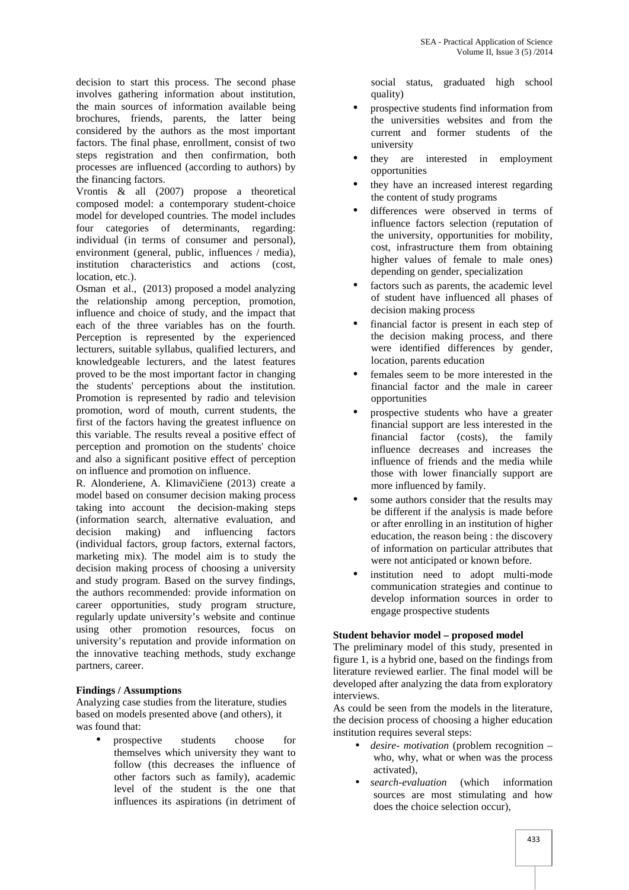decision to start this process. The second phase involves gathering information about institution, the main sources of information available being brochures, friends, parents, the latter being considered by the authors as the most important factors. The final phase, enrollment, consist of two steps registration and then confirmation, both processes are influenced (according to authors) by the financing factors.

Vrontis & all (2007) propose a theoretical composed model: a contemporary student-choice model for developed countries. The model includes four categories of determinants, regarding: individual (in terms of consumer and personal), environment (general, public, influences / media), institution characteristics and actions (cost, location, etc.).

Osman et al., (2013) proposed a model analyzing the relationship among perception, promotion, influence and choice of study, and the impact that each of the three variables has on the fourth. Perception is represented by the experienced lecturers, suitable syllabus, qualified lecturers, and knowledgeable lecturers, and the latest features proved to be the most important factor in changing the students' perceptions about the institution. Promotion is represented by radio and television promotion, word of mouth, current students, the first of the factors having the greatest influence on this variable. The results reveal a positive effect of perception and promotion on the students' choice and also a significant positive effect of perception on influence and promotion on influence.

R. Alonderiene, A. Klimavičiene (2013) create a model based on consumer decision making process taking into account the decision-making steps (information search, alternative evaluation, and decision making) and influencing factors (individual factors, group factors, external factors, marketing mix). The model aim is to study the decision making process of choosing a university and study program. Based on the survey findings, the authors recommended: provide information on career opportunities, study program structure, regularly update university's website and continue using other promotion resources, focus on university's reputation and provide information on the innovative teaching methods, study exchange partners, career.

**Findings / Assumptions**

Analyzing case studies from the literature, studies based on models presented above (and others), it was found that:

- prospective students choose for themselves which university they want to follow (this decreases the influence of other factors such as family), academic level of the student is the one that influences its aspirations (in detriment of social status, graduated high school quality)
- prospective students find information from the universities websites and from the current and former students of the university
- they are interested in employment opportunities
- they have an increased interest regarding the content of study programs
- differences were observed in terms of influence factors selection (reputation of the university, opportunities for mobility, cost, infrastructure them from obtaining higher values of female to male ones) depending on gender, specialization
- factors such as parents, the academic level of student have influenced all phases of decision making process
- financial factor is present in each step of the decision making process, and there were identified differences by gender, location, parents education
- females seem to be more interested in the financial factor and the male in career opportunities
- prospective students who have a greater financial support are less interested in the financial factor (costs), the family influence decreases and increases the influence of friends and the media while those with lower financially support are more influenced by family.
- some authors consider that the results may be different if the analysis is made before or after enrolling in an institution of higher education, the reason being : the discovery of information on particular attributes that were not anticipated or known before.
- institution need to adopt multi-mode communication strategies and continue to develop information sources in order to engage prospective students

**Student behavior model – proposed model**

The preliminary model of this study, presented in figure 1, is a hybrid one, based on the findings from literature reviewed earlier. The final model will be developed after analyzing the data from exploratory interviews.

As could be seen from the models in the literature, the decision process of choosing a higher education institution requires several steps:

- *desire- motivation* (problem recognition – who, why, what or when was the process activated),
- *search-evaluation* (which information sources are most stimulating and how does the choice selection occur),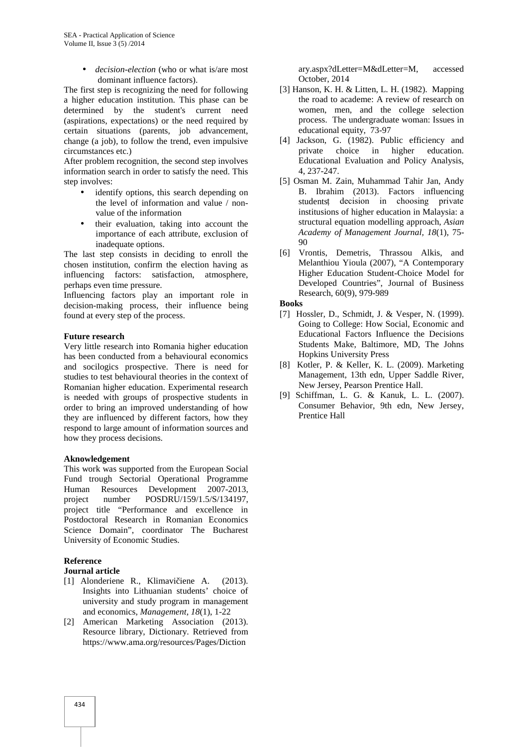- *decision-election* (who or what is/are most dominant influence factors).

The first step is recognizing the need for following a higher education institution. This phase can be determined by the student's current need (aspirations, expectations) or the need required by certain situations (parents, job advancement, change (a job), to follow the trend, even impulsive circumstances etc.)

After problem recognition, the second step involves information search in order to satisfy the need. This step involves:

- identify options, this search depending on the level of information and value / non-value of the information
- their evaluation, taking into account the importance of each attribute, exclusion of inadequate options.

The last step consists in deciding to enroll the chosen institution, confirm the election having as influencing factors: satisfaction, atmosphere, perhaps even time pressure.

Influencing factors play an important role in decision-making process, their influence being found at every step of the process.

**Future research**

Very little research into Romania higher education has been conducted from a behavioural economics and socilogics prospective. There is need for studies to test behavioural theories in the context of Romanian higher education. Experimental research is needed with groups of prospective students in order to bring an improved understanding of how they are influenced by different factors, how they respond to large amount of information sources and how they process decisions.

**Aknowledgement**

This work was supported from the European Social Fund trough Sectorial Operational Programme Human Resources Development 2007-2013, project number POSDRU/159/1.5/S/134197, project title "Performance and excellence in Postdoctoral Research in Romanian Economics Science Domain", coordinator The Bucharest University of Economic Studies.

**Reference**

**Journal article**

[1] Alonderiene R., Klimavičiene A. (2013). Insights into Lithuanian students' choice of university and study program in management and economics, *Management*, *18*(1), 1-22

[2] American Marketing Association (2013). Resource library, Dictionary. Retrieved from https://www.ama.org/resources/Pages/Dictionary.aspx?dLetter=M&dLetter=M, accessed October, 2014

[3] Hanson, K. H. & Litten, L. H. (1982). Mapping the road to academe: A review of research on women, men, and the college selection process. The undergraduate woman: Issues in educational equity, 73-97

[4] Jackson, G. (1982). Public efficiency and private choice in higher education. Educational Evaluation and Policy Analysis, 4, 237-247.

[5] Osman M. Zain, Muhammad Tahir Jan, Andy B. Ibrahim (2013). Factors influencing studentsț decision in choosing private institutions of higher education in Malaysia: a structural equation modelling approach, *Asian Academy of Management Journal, 18*(1), 75-90

[6] Vrontis, Demetris, Thrassou Alkis, and Melanthiou Yioula (2007), "A Contemporary Higher Education Student-Choice Model for Developed Countries", Journal of Business Research, 60(9), 979-989

**Books**

[7] Hossler, D., Schmidt, J. & Vesper, N. (1999). Going to College: How Social, Economic and Educational Factors Influence the Decisions Students Make, Baltimore, MD, The Johns Hopkins University Press

[8] Kotler, P. & Keller, K. L. (2009). Marketing Management, 13th edn, Upper Saddle River, New Jersey, Pearson Prentice Hall.

[9] Schiffman, L. G. & Kanuk, L. L. (2007). Consumer Behavior, 9th edn, New Jersey, Prentice Hall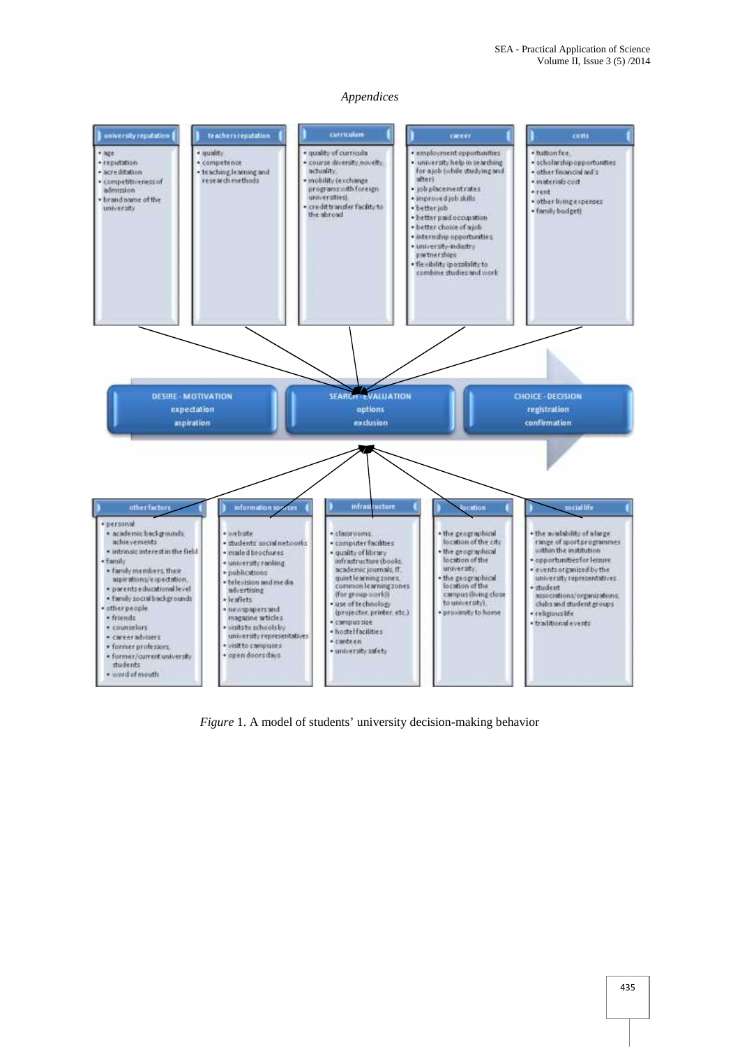## *Appendices*

**university reputation**
- age
- reputation
- acreditation
- competitiveness of admission
- brand name of the university

**teachers reputation**
- quality
- competence
- teaching,learning and research methods

**curriculum**
- quality of curricula
- course diversity,novelty, actuality,
- mobility (exchange programs with foreign universities),
- credit transfer facility to the abroad

**career**
- employment opportunities
- university help in searching for a job (while studying and after)
- job placement rates
- improved job skills
- better job
- better paid occupation
- better choice of a job
- internship opportunities
- university-industry partnerships
- flexibility (possibility to combine studies and work

**costs**
- tuition fee,
- scholarship opportunities
- other financial aid's
- materials cost
- rent
- other living expenses
- family budget)

**DESIRE - MOTIVATION**
expectation
aspiration

**SEARCH - EVALUATION**
options
exclusion

**CHOICE - DECISION**
registration
confirmation

**other factors**
- personal
  - academic backgrounds, achievements
  - intrinsic interest in the field
- family
  - family members, their aspirations/expectation,
  - parents educational level
  - family social backgrounds
- other people
  - friends
  - counselors
  - career advisers
  - former professors,
  - former/current university students
  - word of mouth

**information sources**
- website
- students' social networks
- mailed brochures
- university ranking
- publications
- television and media advertising
- leaflets
- newspapers and magazine articles
- visits to schools by university representatives
- visit to campuses
- open doors days

**infrastructure**
- classrooms,
- computer facilities
- quality of library infrastructure (books, academic journals, IT, quiet learning zones, common learning zones (for group work))
- use of technology (projector, printer, etc.)
- campus size
- hostel facilities
- canteen
- university safety

**location**
- the geographical location of the city
- the geographical location of the university,
- the geographical location of the campus (living close to university),
- proximity to home

**social life**
- the availability of a large range of sport programmes within the institution
- opportunities for leisure
- events organized by the university representatives
- student associations/organizations, clubs and student groups
- religious life
- traditional events

*Figure* 1. A model of students' university decision-making behavior